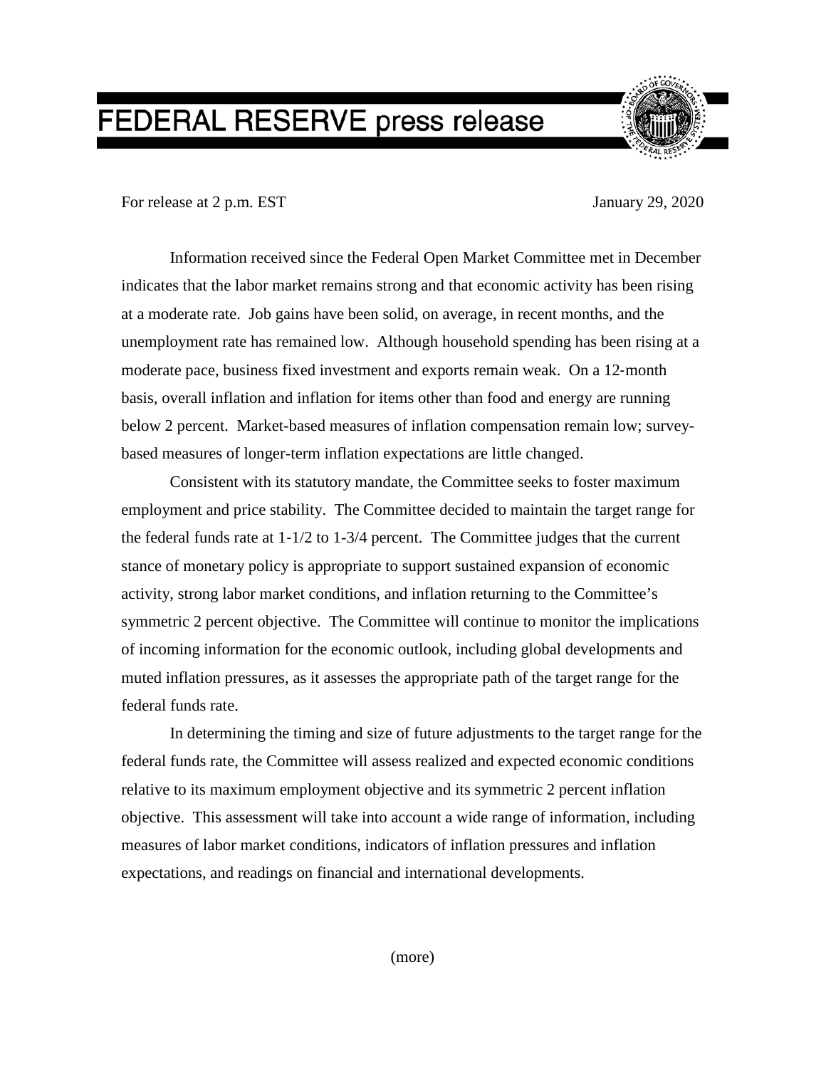# FEDERAL RESERVE press release

For release at 2 p.m. EST

January 29, 2020

Information received since the Federal Open Market Committee met in December indicates that the labor market remains strong and that economic activity has been rising at a moderate rate. Job gains have been solid, on average, in recent months, and the unemployment rate has remained low. Although household spending has been rising at a moderate pace, business fixed investment and exports remain weak. On a 12-month basis, overall inflation and inflation for items other than food and energy are running below 2 percent. Market-based measures of inflation compensation remain low; survey-based measures of longer-term inflation expectations are little changed.

Consistent with its statutory mandate, the Committee seeks to foster maximum employment and price stability. The Committee decided to maintain the target range for the federal funds rate at 1-1/2 to 1-3/4 percent. The Committee judges that the current stance of monetary policy is appropriate to support sustained expansion of economic activity, strong labor market conditions, and inflation returning to the Committee's symmetric 2 percent objective. The Committee will continue to monitor the implications of incoming information for the economic outlook, including global developments and muted inflation pressures, as it assesses the appropriate path of the target range for the federal funds rate.

In determining the timing and size of future adjustments to the target range for the federal funds rate, the Committee will assess realized and expected economic conditions relative to its maximum employment objective and its symmetric 2 percent inflation objective. This assessment will take into account a wide range of information, including measures of labor market conditions, indicators of inflation pressures and inflation expectations, and readings on financial and international developments.

(more)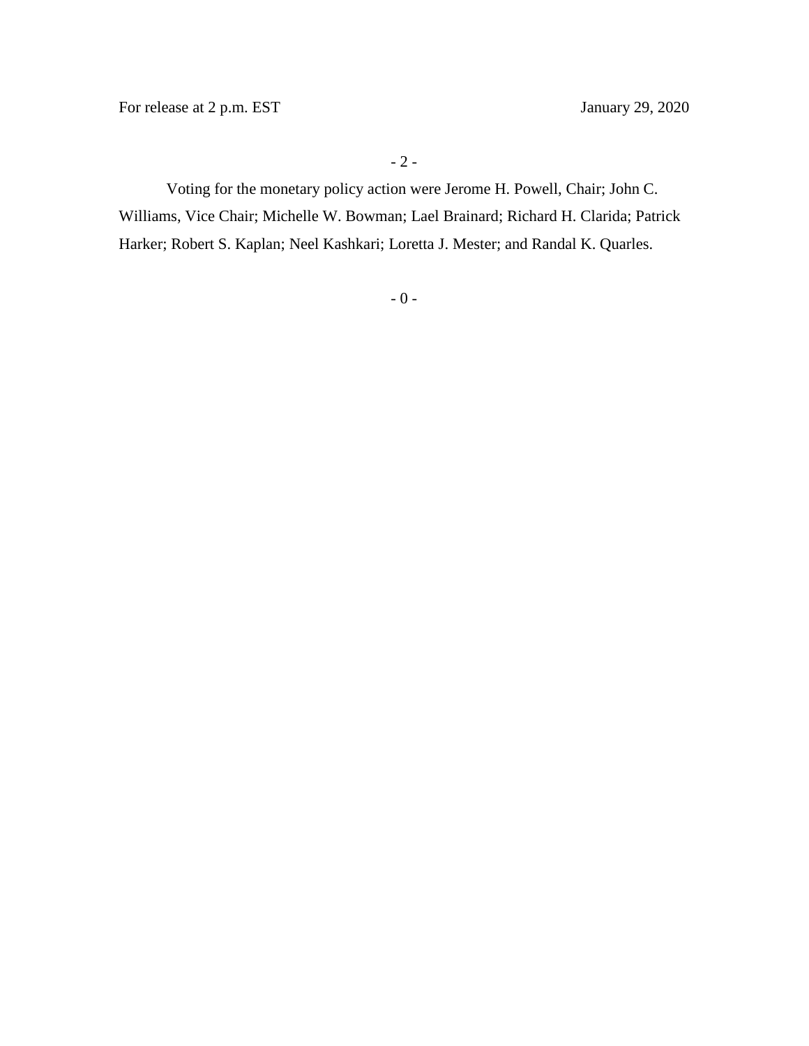Voting for the monetary policy action were Jerome H. Powell, Chair; John C. Williams, Vice Chair; Michelle W. Bowman; Lael Brainard; Richard H. Clarida; Patrick Harker; Robert S. Kaplan; Neel Kashkari; Loretta J. Mester; and Randal K. Quarles.

- 0 -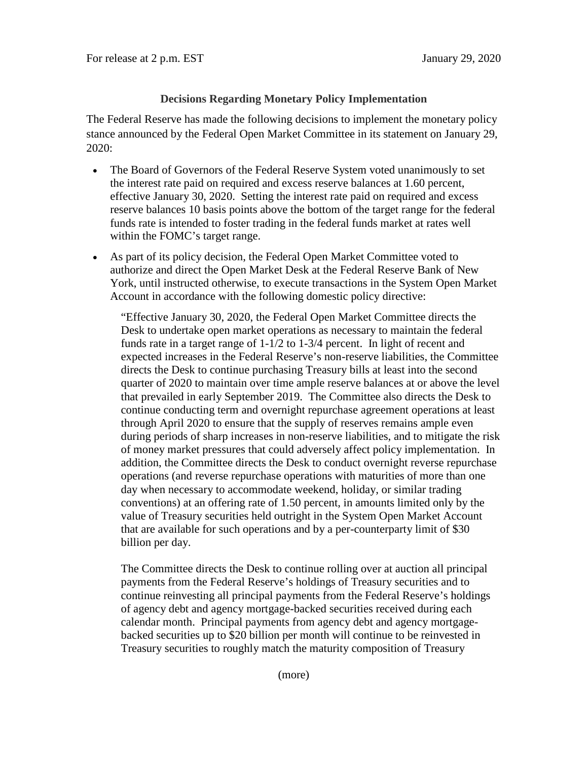For release at 2 p.m. EST January 29, 2020

**Decisions Regarding Monetary Policy Implementation**

The Federal Reserve has made the following decisions to implement the monetary policy stance announced by the Federal Open Market Committee in its statement on January 29, 2020:

- The Board of Governors of the Federal Reserve System voted unanimously to set the interest rate paid on required and excess reserve balances at 1.60 percent, effective January 30, 2020. Setting the interest rate paid on required and excess reserve balances 10 basis points above the bottom of the target range for the federal funds rate is intended to foster trading in the federal funds market at rates well within the FOMC's target range.

- As part of its policy decision, the Federal Open Market Committee voted to authorize and direct the Open Market Desk at the Federal Reserve Bank of New York, until instructed otherwise, to execute transactions in the System Open Market Account in accordance with the following domestic policy directive:

  "Effective January 30, 2020, the Federal Open Market Committee directs the Desk to undertake open market operations as necessary to maintain the federal funds rate in a target range of 1-1/2 to 1-3/4 percent. In light of recent and expected increases in the Federal Reserve's non-reserve liabilities, the Committee directs the Desk to continue purchasing Treasury bills at least into the second quarter of 2020 to maintain over time ample reserve balances at or above the level that prevailed in early September 2019. The Committee also directs the Desk to continue conducting term and overnight repurchase agreement operations at least through April 2020 to ensure that the supply of reserves remains ample even during periods of sharp increases in non-reserve liabilities, and to mitigate the risk of money market pressures that could adversely affect policy implementation. In addition, the Committee directs the Desk to conduct overnight reverse repurchase operations (and reverse repurchase operations with maturities of more than one day when necessary to accommodate weekend, holiday, or similar trading conventions) at an offering rate of 1.50 percent, in amounts limited only by the value of Treasury securities held outright in the System Open Market Account that are available for such operations and by a per-counterparty limit of $30 billion per day.

  The Committee directs the Desk to continue rolling over at auction all principal payments from the Federal Reserve's holdings of Treasury securities and to continue reinvesting all principal payments from the Federal Reserve's holdings of agency debt and agency mortgage-backed securities received during each calendar month. Principal payments from agency debt and agency mortgage-backed securities up to $20 billion per month will continue to be reinvested in Treasury securities to roughly match the maturity composition of Treasury

(more)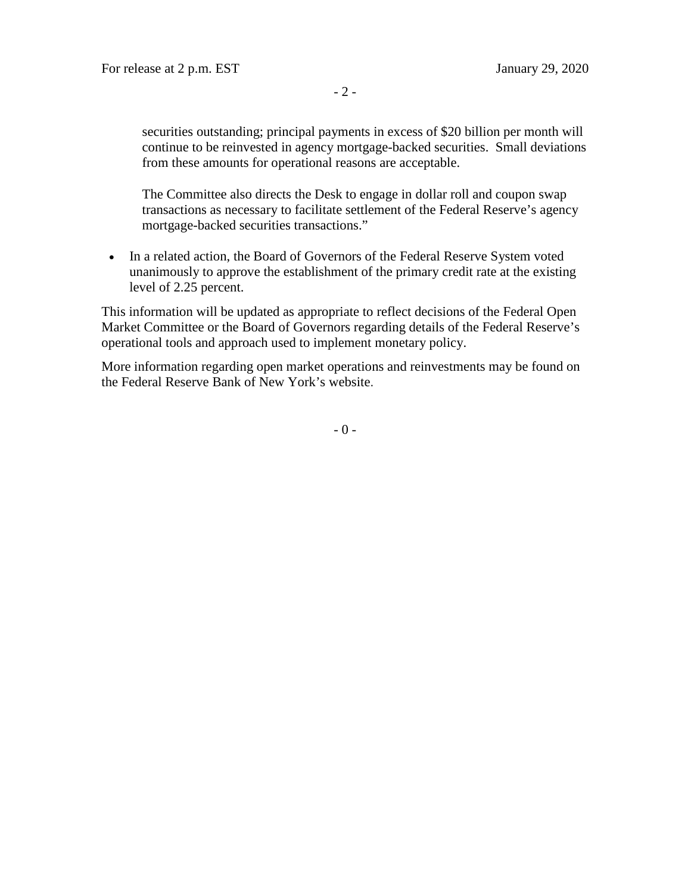securities outstanding; principal payments in excess of $20 billion per month will continue to be reinvested in agency mortgage-backed securities. Small deviations from these amounts for operational reasons are acceptable.

The Committee also directs the Desk to engage in dollar roll and coupon swap transactions as necessary to facilitate settlement of the Federal Reserve's agency mortgage-backed securities transactions."

- In a related action, the Board of Governors of the Federal Reserve System voted unanimously to approve the establishment of the primary credit rate at the existing level of 2.25 percent.

This information will be updated as appropriate to reflect decisions of the Federal Open Market Committee or the Board of Governors regarding details of the Federal Reserve's operational tools and approach used to implement monetary policy.

More information regarding open market operations and reinvestments may be found on the Federal Reserve Bank of New York's website.

- 0 -